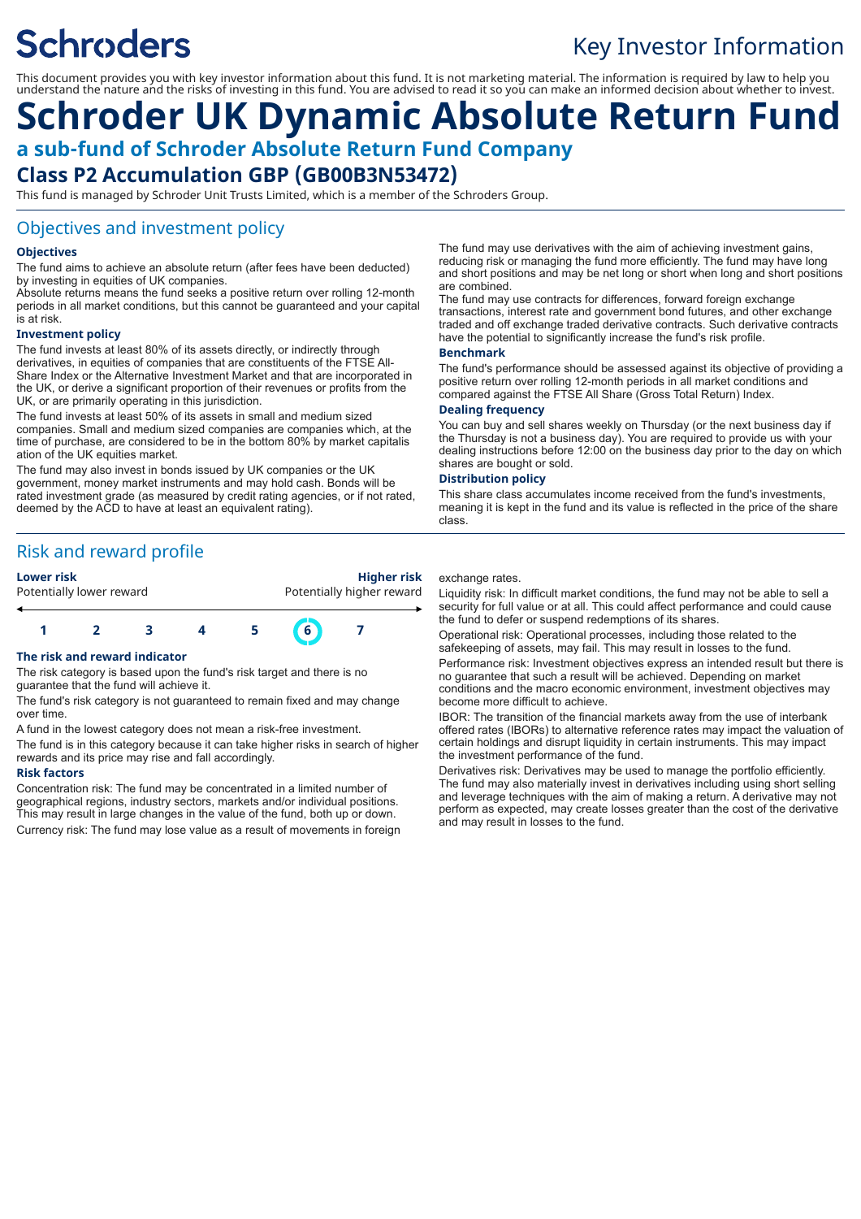Schroders

Key Investor Information

This document provides you with key investor information about this fund. It is not marketing material. The information is required by law to help you understand the nature and the risks of investing in this fund. You are advised to read it so you can make an informed decision about whether to invest.

# Schroder UK Dynamic Absolute Return Fund

## a sub-fund of Schroder Absolute Return Fund Company

## Class P2 Accumulation GBP (GB00B3N53472)

This fund is managed by Schroder Unit Trusts Limited, which is a member of the Schroders Group.

## Objectives and investment policy

### Objectives

The fund aims to achieve an absolute return (after fees have been deducted) by investing in equities of UK companies.

Absolute returns means the fund seeks a positive return over rolling 12-month periods in all market conditions, but this cannot be guaranteed and your capital is at risk.

### Investment policy

The fund invests at least 80% of its assets directly, or indirectly through derivatives, in equities of companies that are constituents of the FTSE All-Share Index or the Alternative Investment Market and that are incorporated in the UK, or derive a significant proportion of their revenues or profits from the UK, or are primarily operating in this jurisdiction.

The fund invests at least 50% of its assets in small and medium sized companies. Small and medium sized companies are companies which, at the time of purchase, are considered to be in the bottom 80% by market capitalisation of the UK equities market.

The fund may also invest in bonds issued by UK companies or the UK government, money market instruments and may hold cash. Bonds will be rated investment grade (as measured by credit rating agencies, or if not rated, deemed by the ACD to have at least an equivalent rating).

The fund may use derivatives with the aim of achieving investment gains, reducing risk or managing the fund more efficiently. The fund may have long and short positions and may be net long or short when long and short positions are combined.

The fund may use contracts for differences, forward foreign exchange transactions, interest rate and government bond futures, and other exchange traded and off exchange traded derivative contracts. Such derivative contracts have the potential to significantly increase the fund's risk profile.

### Benchmark

The fund's performance should be assessed against its objective of providing a positive return over rolling 12-month periods in all market conditions and compared against the FTSE All Share (Gross Total Return) Index.

### Dealing frequency

You can buy and sell shares weekly on Thursday (or the next business day if the Thursday is not a business day). You are required to provide us with your dealing instructions before 12:00 on the business day prior to the day on which shares are bought or sold.

### Distribution policy

This share class accumulates income received from the fund's investments, meaning it is kept in the fund and its value is reflected in the price of the share class.

## Risk and reward profile

**Lower risk** — Potentially lower reward | **Higher risk** — Potentially higher reward

| 1 | 2 | 3 | 4 | 5 | **6** | 7 |
|---|---|---|---|---|---|---|

### The risk and reward indicator

The risk category is based upon the fund's risk target and there is no guarantee that the fund will achieve it.

The fund's risk category is not guaranteed to remain fixed and may change over time.

A fund in the lowest category does not mean a risk-free investment.

The fund is in this category because it can take higher risks in search of higher rewards and its price may rise and fall accordingly.

### Risk factors

Concentration risk: The fund may be concentrated in a limited number of geographical regions, industry sectors, markets and/or individual positions. This may result in large changes in the value of the fund, both up or down.

Currency risk: The fund may lose value as a result of movements in foreign exchange rates.

Liquidity risk: In difficult market conditions, the fund may not be able to sell a security for full value or at all. This could affect performance and could cause the fund to defer or suspend redemptions of its shares.

Operational risk: Operational processes, including those related to the safekeeping of assets, may fail. This may result in losses to the fund.

Performance risk: Investment objectives express an intended result but there is no guarantee that such a result will be achieved. Depending on market conditions and the macro economic environment, investment objectives may become more difficult to achieve.

IBOR: The transition of the financial markets away from the use of interbank offered rates (IBORs) to alternative reference rates may impact the valuation of certain holdings and disrupt liquidity in certain instruments. This may impact the investment performance of the fund.

Derivatives risk: Derivatives may be used to manage the portfolio efficiently. The fund may also materially invest in derivatives including using short selling and leverage techniques with the aim of making a return. A derivative may not perform as expected, may create losses greater than the cost of the derivative and may result in losses to the fund.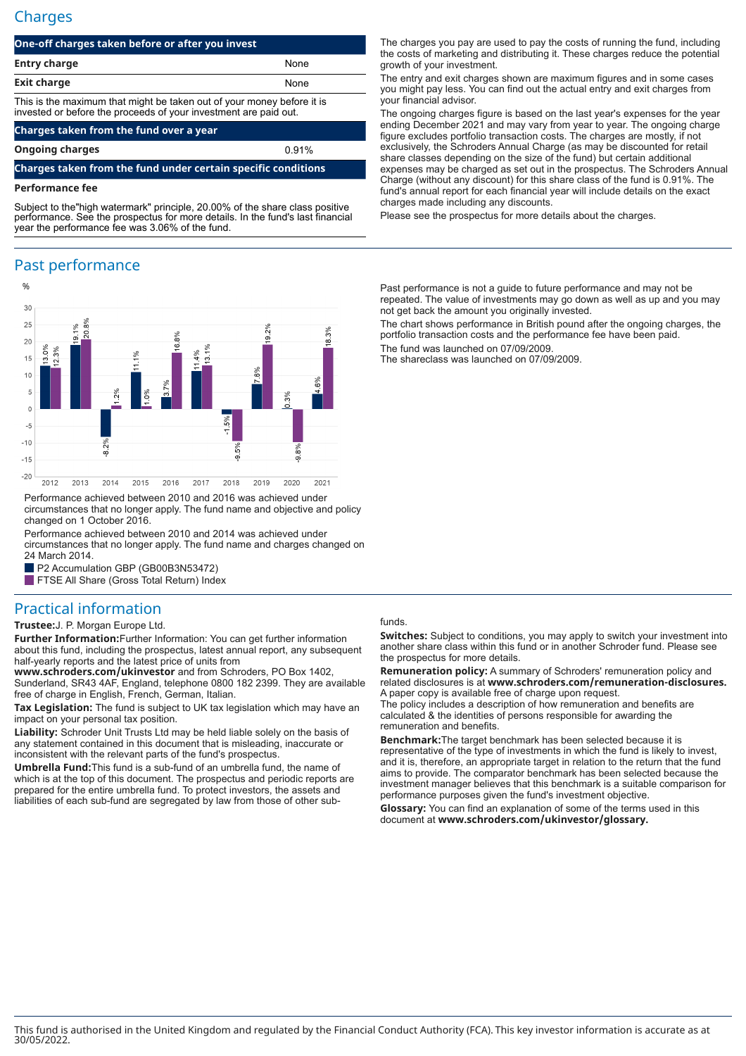## Charges

| One-off charges taken before or after you invest | |
|---|---|
| **Entry charge** | None |
| **Exit charge** | None |

This is the maximum that might be taken out of your money before it is invested or before the proceeds of your investment are paid out.

| Charges taken from the fund over a year | |
|---|---|
| **Ongoing charges** | 0.91% |

**Charges taken from the fund under certain specific conditions**

**Performance fee**

Subject to the"high watermark" principle, 20.00% of the share class positive performance. See the prospectus for more details. In the fund's last financial year the performance fee was 3.06% of the fund.

The charges you pay are used to pay the costs of running the fund, including the costs of marketing and distributing it. These charges reduce the potential growth of your investment.

The entry and exit charges shown are maximum figures and in some cases you might pay less. You can find out the actual entry and exit charges from your financial advisor.

The ongoing charges figure is based on the last year's expenses for the year ending December 2021 and may vary from year to year. The ongoing charge figure excludes portfolio transaction costs. The charges are mostly, if not exclusively, the Schroders Annual Charge (as may be discounted for retail share classes depending on the size of the fund) but certain additional expenses may be charged as set out in the prospectus. The Schroders Annual Charge (without any discount) for this share class of the fund is 0.91%. The fund's annual report for each financial year will include details on the exact charges made including any discounts.

Please see the prospectus for more details about the charges.

## Past performance

%

30
25
20
15
10
5
0
-5
-10
-15
-20

2012 2013 2014 2015 2016 2017 2018 2019 2020 2021

13.0% 12.3% 19.1% 20.8% -8.2% 1.2% 11.1% 1.0% 3.7% 16.8% 11.4% 13.1% -1.5% -9.5% 7.6% 19.2% 0.3% -9.8% 4.6% 18.3%

Performance achieved between 2010 and 2016 was achieved under circumstances that no longer apply. The fund name and objective and policy changed on 1 October 2016.

Performance achieved between 2010 and 2014 was achieved under circumstances that no longer apply. The fund name and charges changed on 24 March 2014.

P2 Accumulation GBP (GB00B3N53472)

FTSE All Share (Gross Total Return) Index

Past performance is not a guide to future performance and may not be repeated. The value of investments may go down as well as up and you may not get back the amount you originally invested.

The chart shows performance in British pound after the ongoing charges, the portfolio transaction costs and the performance fee have been paid.

The fund was launched on 07/09/2009.
The shareclass was launched on 07/09/2009.

## Practical information

**Trustee:**J. P. Morgan Europe Ltd.

**Further Information:**Further Information: You can get further information about this fund, including the prospectus, latest annual report, any subsequent half-yearly reports and the latest price of units from **www.schroders.com/ukinvestor** and from Schroders, PO Box 1402, Sunderland, SR43 4AF, England, telephone 0800 182 2399. They are available free of charge in English, French, German, Italian.

**Tax Legislation:** The fund is subject to UK tax legislation which may have an impact on your personal tax position.

**Liability:** Schroder Unit Trusts Ltd may be held liable solely on the basis of any statement contained in this document that is misleading, inaccurate or inconsistent with the relevant parts of the fund's prospectus.

**Umbrella Fund:**This fund is a sub-fund of an umbrella fund, the name of which is at the top of this document. The prospectus and periodic reports are prepared for the entire umbrella fund. To protect investors, the assets and liabilities of each sub-fund are segregated by law from those of other sub-funds.

**Switches:** Subject to conditions, you may apply to switch your investment into another share class within this fund or in another Schroder fund. Please see the prospectus for more details.

**Remuneration policy:** A summary of Schroders' remuneration policy and related disclosures is at **www.schroders.com/remuneration-disclosures.** A paper copy is available free of charge upon request.
The policy includes a description of how remuneration and benefits are calculated & the identities of persons responsible for awarding the remuneration and benefits.

**Benchmark:**The target benchmark has been selected because it is representative of the type of investments in which the fund is likely to invest, and it is, therefore, an appropriate target in relation to the return that the fund aims to provide. The comparator benchmark has been selected because the investment manager believes that this benchmark is a suitable comparison for performance purposes given the fund's investment objective.

**Glossary:** You can find an explanation of some of the terms used in this document at **www.schroders.com/ukinvestor/glossary.**

This fund is authorised in the United Kingdom and regulated by the Financial Conduct Authority (FCA). This key investor information is accurate as at 30/05/2022.